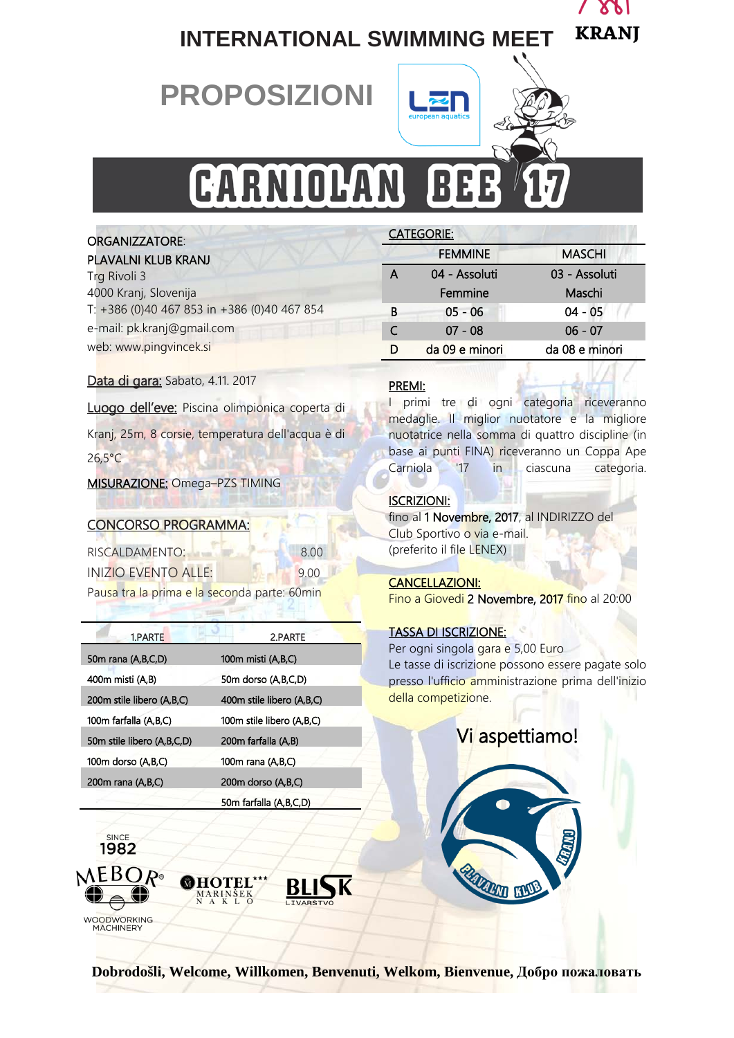# INTERNATIONAL SWIMMING MEET

KRANJ

## PROPOSIZIONI

# CARNIOLAN BEE 17

**ORGANIZZATORE:**
PLAVALNI KLUB KRANJ
Trg Rivoli 3
4000 Kranj, Slovenija
T: +386 (0)40 467 853 in +386 (0)40 467 854
e-mail: pk.kranj@gmail.com
web: www.pingvincek.si

**Data di gara:** Sabato, 4.11. 2017

**Luogo dell'eve:** Piscina olimpionica coperta di Kranj, 25m, 8 corsie, temperatura dell'acqua è di 26,5°C

**MISURAZIONE:** Omega–PZS TIMING

**CONCORSO PROGRAMMA:**

RISCALDAMENTO: 8.00
INIZIO EVENTO ALLE: 9.00
Pausa tra la prima e la seconda parte: 60min

| 1.PARTE | 2.PARTE |
|---|---|
| 50m rana (A,B,C,D) | 100m misti (A,B,C) |
| 400m misti (A,B) | 50m dorso (A,B,C,D) |
| 200m stile libero (A,B,C) | 400m stile libero (A,B,C) |
| 100m farfalla (A,B,C) | 100m stile libero (A,B,C) |
| 50m stile libero (A,B,C,D) | 200m farfalla (A,B) |
| 100m dorso (A,B,C) | 100m rana (A,B,C) |
| 200m rana (A,B,C) | 200m dorso (A,B,C) |
| | 50m farfalla (A,B,C,D) |

**CATEGORIE:**

| | FEMMINE | MASCHI |
|---|---|---|
| A | 04 - Assoluti Femmine | 03 - Assoluti Maschi |
| B | 05 - 06 | 04 - 05 |
| C | 07 - 08 | 06 - 07 |
| D | da 09 e minori | da 08 e minori |

**PREMI:**
I primi tre di ogni categoria riceveranno medaglie. Il miglior nuotatore e la migliore nuotatrice nella somma di quattro discipline (in base ai punti FINA) riceveranno un Coppa Ape Carniola '17 in ciascuna categoria.

**ISCRIZIONI:**
fino al 1 Novembre, 2017, al INDIRIZZO del Club Sportivo o via e-mail.
(preferito il file LENEX)

**CANCELLAZIONI:**
Fino a Giovedi 2 Novembre, 2017 fino al 20:00

**TASSA DI ISCRIZIONE:**
Per ogni singola gara e 5,00 Euro
Le tasse di iscrizione possono essere pagate solo presso l'ufficio amministrazione prima dell'inizio della competizione.

## Vi aspettiamo!

SINCE 1982 MEBOR WOODWORKING MACHINERY — HOTEL MARINŠEK NAKLO — BLISK LIVARSTVO

**Dobrodošli, Welcome, Willkomen, Benvenuti, Welkom, Bienvenue, Добро пожаловать**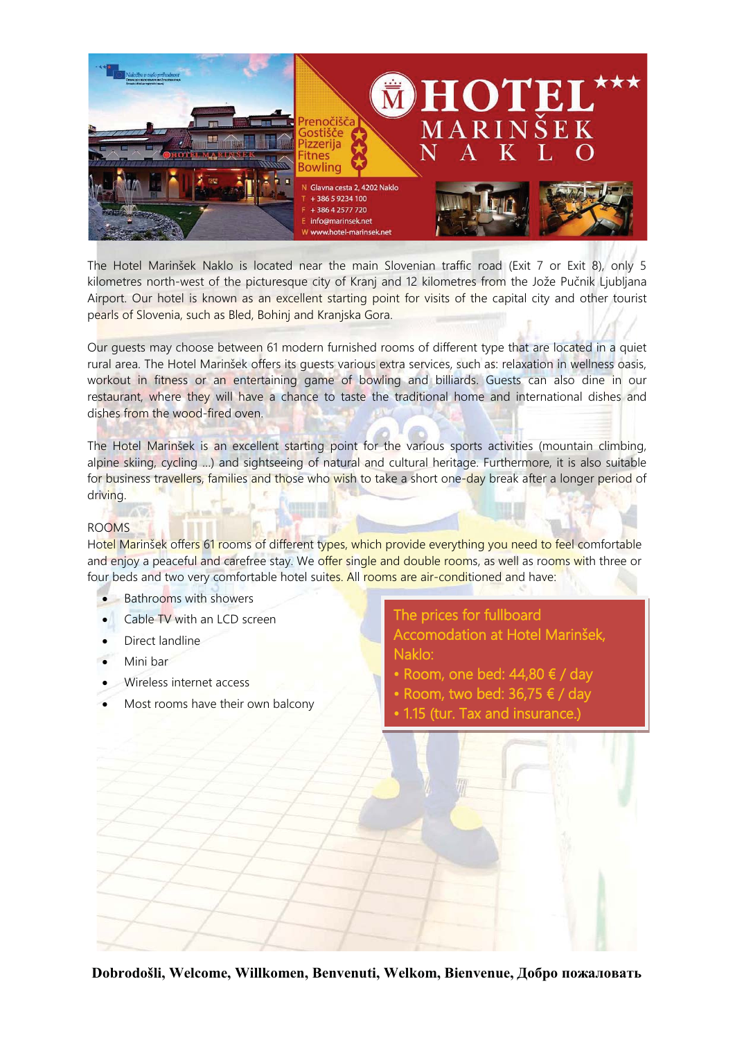# HOTEL ★★★ MARINŠEK NAKLO

Prenočišča
Gostišče
Pizzerija
Fitnes
Bowling

N Glavna cesta 2, 4202 Naklo
T + 386 5 9234 100
F + 386 4 2577 720
E info@marinsek.net
W www.hotel-marinsek.net

The Hotel Marinšek Naklo is located near the main Slovenian traffic road (Exit 7 or Exit 8), only 5 kilometres north-west of the picturesque city of Kranj and 12 kilometres from the Jože Pučnik Ljubljana Airport. Our hotel is known as an excellent starting point for visits of the capital city and other tourist pearls of Slovenia, such as Bled, Bohinj and Kranjska Gora.

Our guests may choose between 61 modern furnished rooms of different type that are located in a quiet rural area. The Hotel Marinšek offers its guests various extra services, such as: relaxation in wellness oasis, workout in fitness or an entertaining game of bowling and billiards. Guests can also dine in our restaurant, where they will have a chance to taste the traditional home and international dishes and dishes from the wood-fired oven.

The Hotel Marinšek is an excellent starting point for the various sports activities (mountain climbing, alpine skiing, cycling ...) and sightseeing of natural and cultural heritage. Furthermore, it is also suitable for business travellers, families and those who wish to take a short one-day break after a longer period of driving.

## ROOMS

Hotel Marinšek offers 61 rooms of different types, which provide everything you need to feel comfortable and enjoy a peaceful and carefree stay. We offer single and double rooms, as well as rooms with three or four beds and two very comfortable hotel suites. All rooms are air-conditioned and have:

- Bathrooms with showers
- Cable TV with an LCD screen
- Direct landline
- Mini bar
- Wireless internet access
- Most rooms have their own balcony

The prices for fullboard Accomodation at Hotel Marinšek, Naklo:

- Room, one bed: 44,80 € / day
- Room, two bed: 36,75 € / day
- 1.15 (tur. Tax and insurance.)

**Dobrodošli, Welcome, Willkomen, Benvenuti, Welkom, Bienvenue, Добро пожаловать**